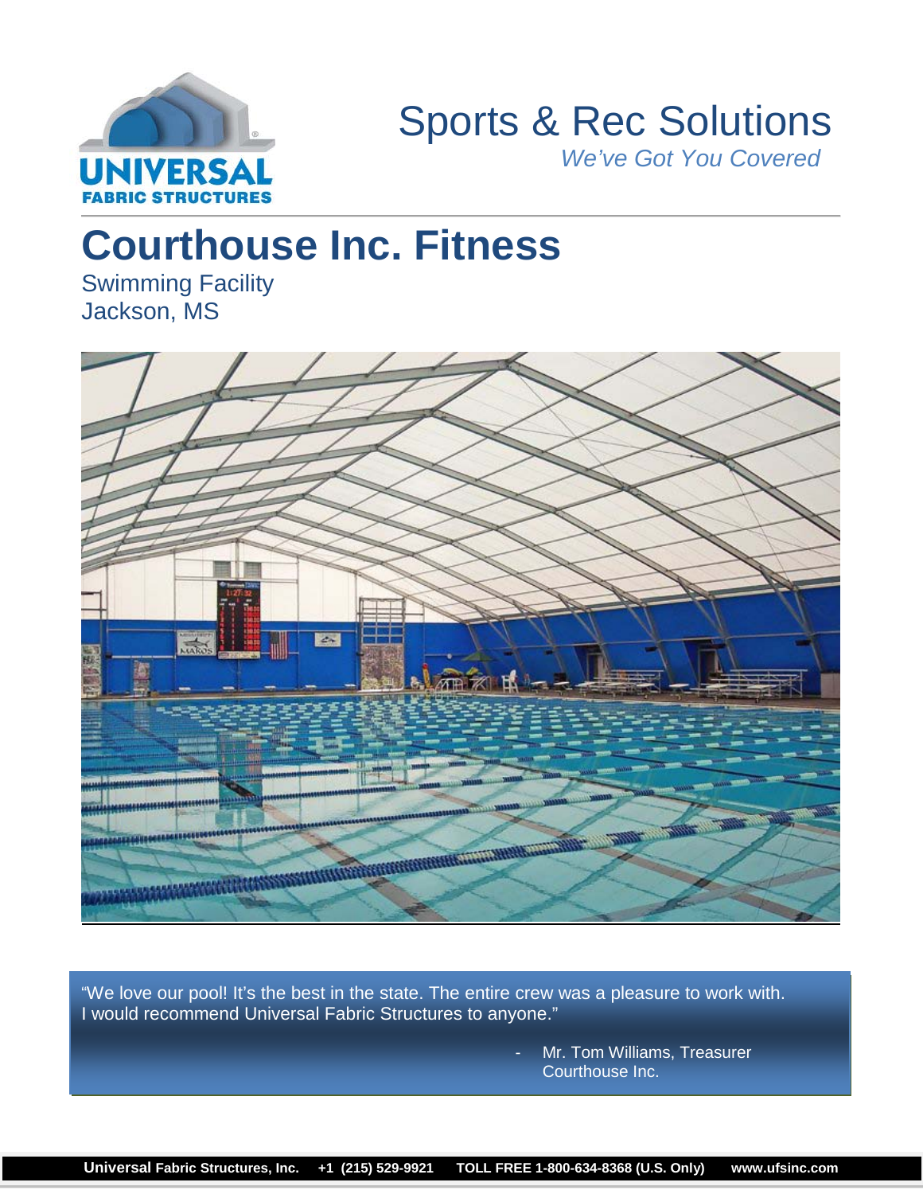Sports & Rec Solutions

*We've Got You Covered*

# Courthouse Inc. Fitness

Swimming Facility
Jackson, MS

"We love our pool! It's the best in the state. The entire crew was a pleasure to work with. I would recommend Universal Fabric Structures to anyone."

- Mr. Tom Williams, Treasurer
  Courthouse Inc.

**Universal** **Fabric Structures, Inc.** **+1 (215) 529-9921** **TOLL FREE 1-800-634-8368 (U.S. Only)** **www.ufsinc.com**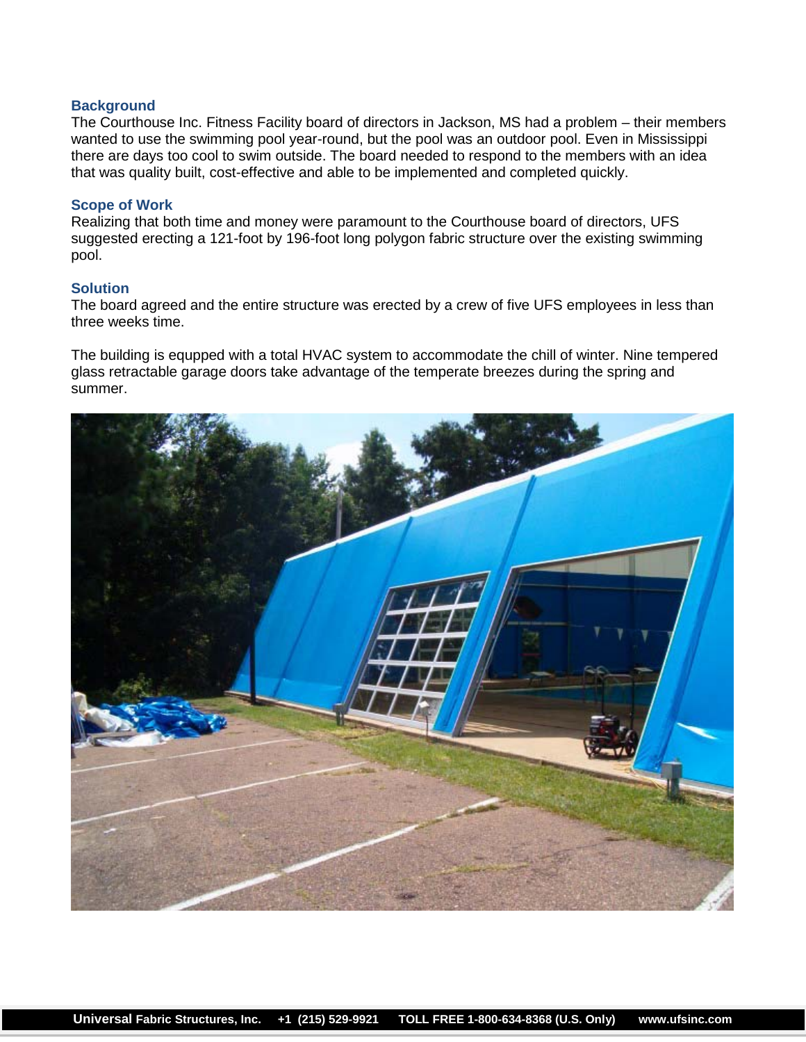## Background

The Courthouse Inc. Fitness Facility board of directors in Jackson, MS had a problem – their members wanted to use the swimming pool year-round, but the pool was an outdoor pool. Even in Mississippi there are days too cool to swim outside. The board needed to respond to the members with an idea that was quality built, cost-effective and able to be implemented and completed quickly.

## Scope of Work

Realizing that both time and money were paramount to the Courthouse board of directors, UFS suggested erecting a 121-foot by 196-foot long polygon fabric structure over the existing swimming pool.

## Solution

The board agreed and the entire structure was erected by a crew of five UFS employees in less than three weeks time.

The building is equpped with a total HVAC system to accommodate the chill of winter. Nine tempered glass retractable garage doors take advantage of the temperate breezes during the spring and summer.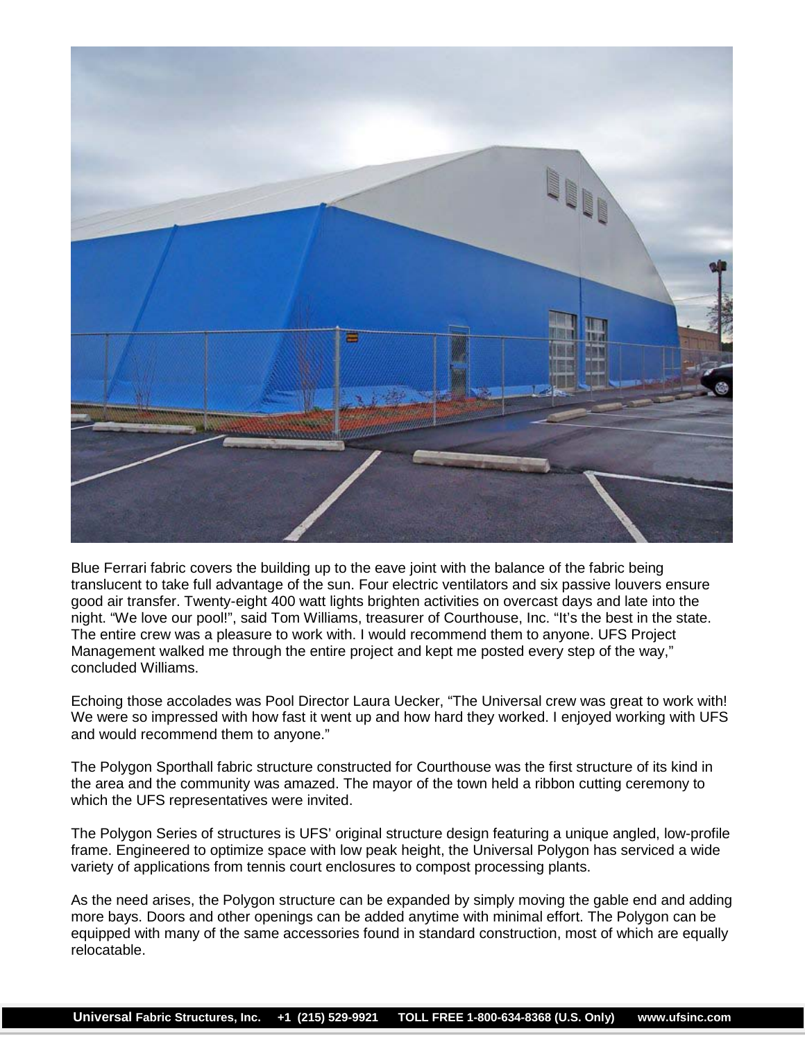Blue Ferrari fabric covers the building up to the eave joint with the balance of the fabric being translucent to take full advantage of the sun. Four electric ventilators and six passive louvers ensure good air transfer. Twenty-eight 400 watt lights brighten activities on overcast days and late into the night. “We love our pool!”, said Tom Williams, treasurer of Courthouse, Inc. “It’s the best in the state. The entire crew was a pleasure to work with. I would recommend them to anyone. UFS Project Management walked me through the entire project and kept me posted every step of the way,” concluded Williams.

Echoing those accolades was Pool Director Laura Uecker, “The Universal crew was great to work with! We were so impressed with how fast it went up and how hard they worked. I enjoyed working with UFS and would recommend them to anyone.”

The Polygon Sporthall fabric structure constructed for Courthouse was the first structure of its kind in the area and the community was amazed. The mayor of the town held a ribbon cutting ceremony to which the UFS representatives were invited.

The Polygon Series of structures is UFS’ original structure design featuring a unique angled, low-profile frame. Engineered to optimize space with low peak height, the Universal Polygon has serviced a wide variety of applications from tennis court enclosures to compost processing plants.

As the need arises, the Polygon structure can be expanded by simply moving the gable end and adding more bays. Doors and other openings can be added anytime with minimal effort. The Polygon can be equipped with many of the same accessories found in standard construction, most of which are equally relocatable.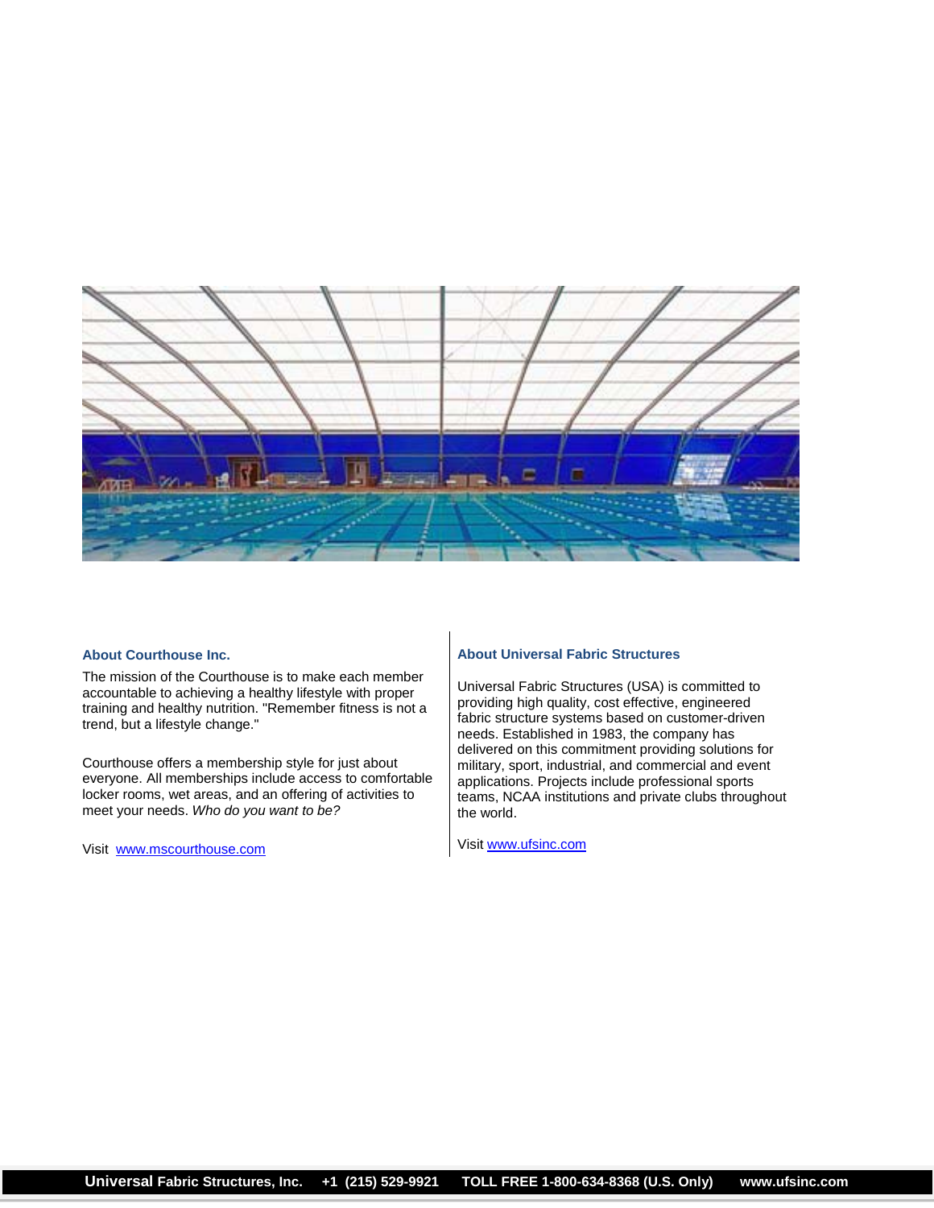### About Courthouse Inc.

The mission of the Courthouse is to make each member accountable to achieving a healthy lifestyle with proper training and healthy nutrition. "Remember fitness is not a trend, but a lifestyle change."

Courthouse offers a membership style for just about everyone. All memberships include access to comfortable locker rooms, wet areas, and an offering of activities to meet your needs. *Who do you want to be?*

Visit www.mscourthouse.com

### About Universal Fabric Structures

Universal Fabric Structures (USA) is committed to providing high quality, cost effective, engineered fabric structure systems based on customer-driven needs. Established in 1983, the company has delivered on this commitment providing solutions for military, sport, industrial, and commercial and event applications. Projects include professional sports teams, NCAA institutions and private clubs throughout the world.

Visit www.ufsinc.com